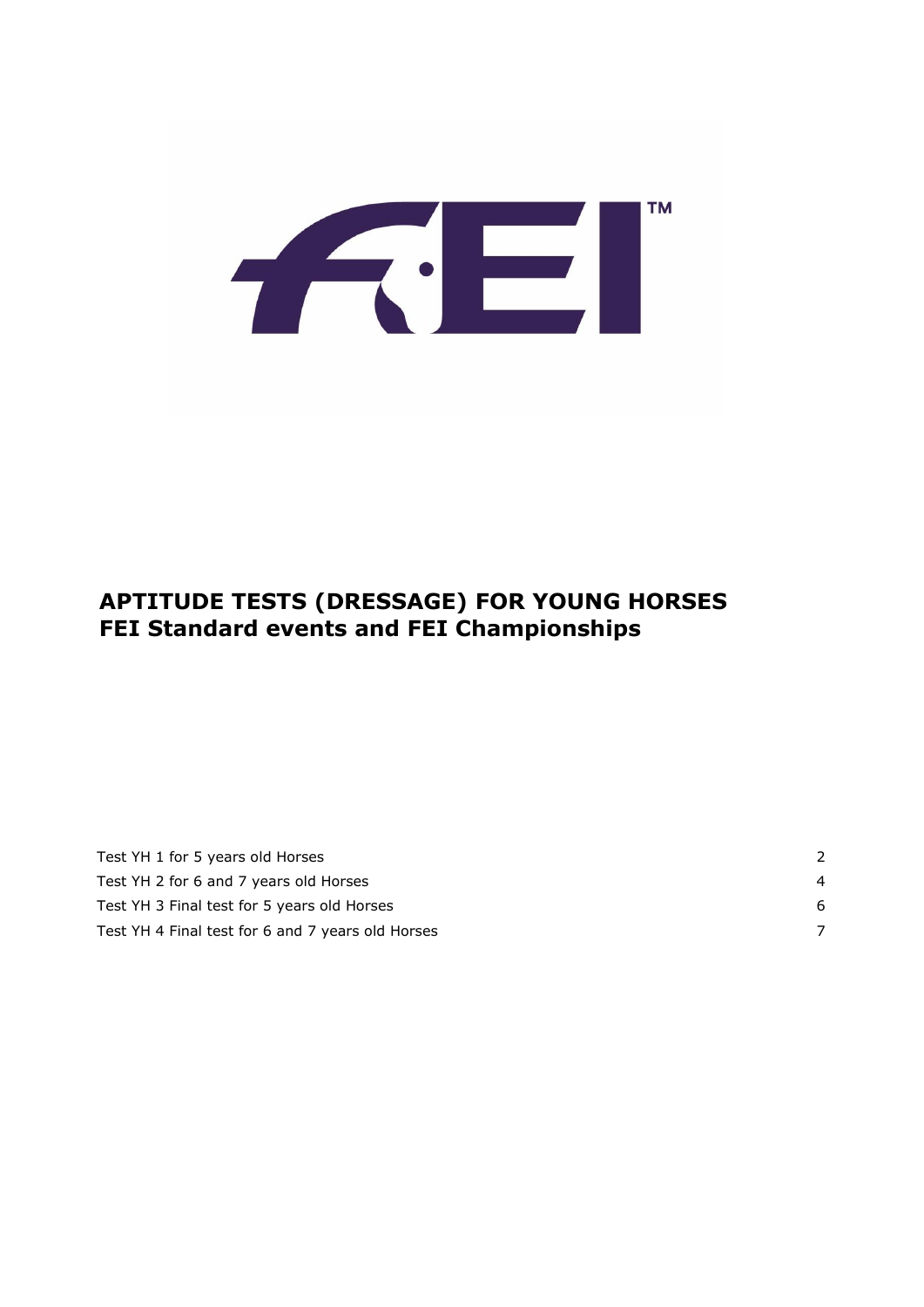# APTITUDE TESTS (DRESSAGE) FOR YOUNG HORSES
# FEI Standard events and FEI Championships

| | |
|---|---|
| Test YH 1 for 5 years old Horses | 2 |
| Test YH 2 for 6 and 7 years old Horses | 4 |
| Test YH 3 Final test for 5 years old Horses | 6 |
| Test YH 4 Final test for 6 and 7 years old Horses | 7 |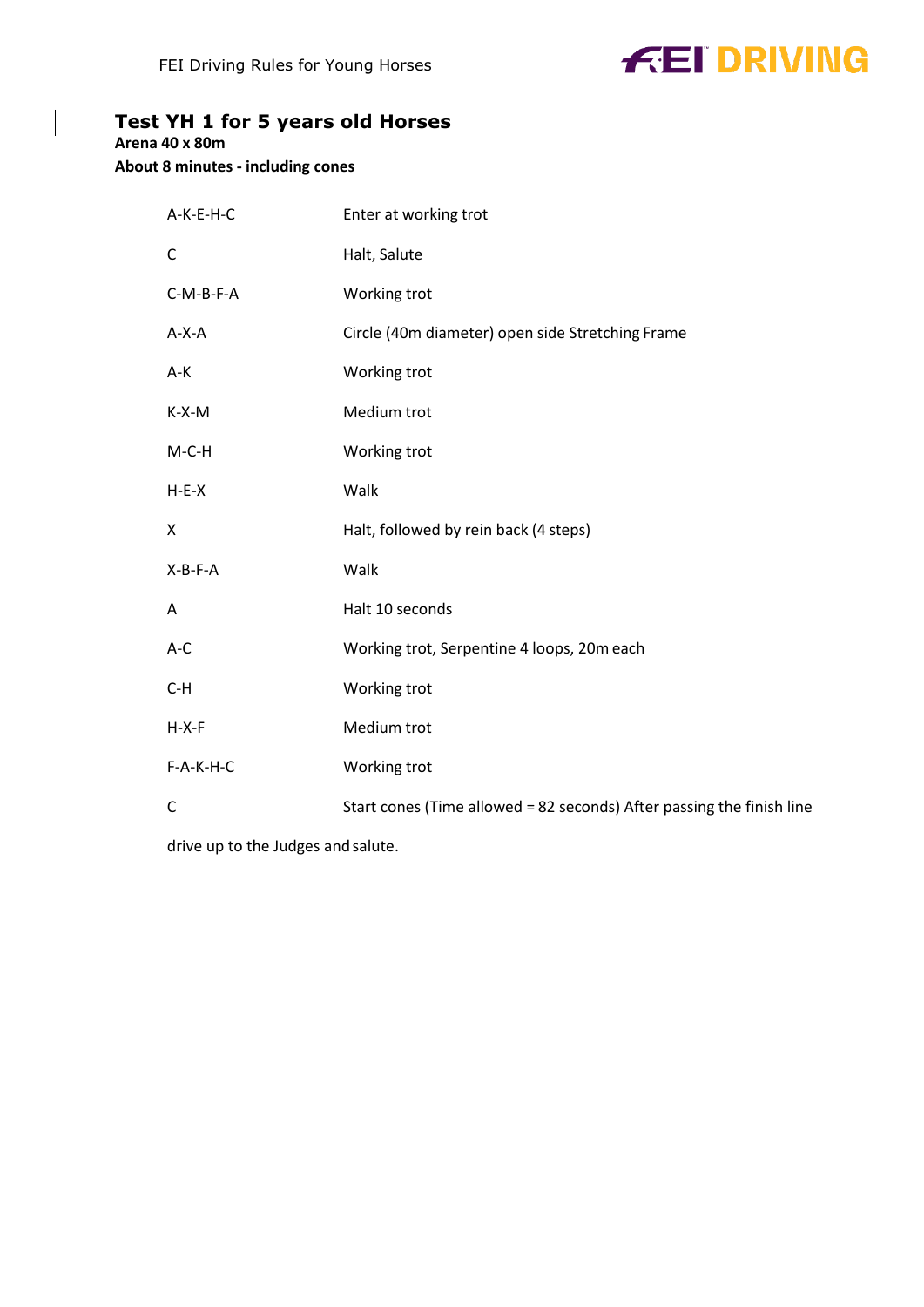## Test YH 1 for 5 years old Horses

**Arena 40 x 80m**

**About 8 minutes - including cones**

| | |
|---|---|
| A-K-E-H-C | Enter at working trot |
| C | Halt, Salute |
| C-M-B-F-A | Working trot |
| A-X-A | Circle (40m diameter) open side Stretching Frame |
| A-K | Working trot |
| K-X-M | Medium trot |
| M-C-H | Working trot |
| H-E-X | Walk |
| X | Halt, followed by rein back (4 steps) |
| X-B-F-A | Walk |
| A | Halt 10 seconds |
| A-C | Working trot, Serpentine 4 loops, 20m each |
| C-H | Working trot |
| H-X-F | Medium trot |
| F-A-K-H-C | Working trot |
| C | Start cones (Time allowed = 82 seconds) After passing the finish line |

drive up to the Judges and salute.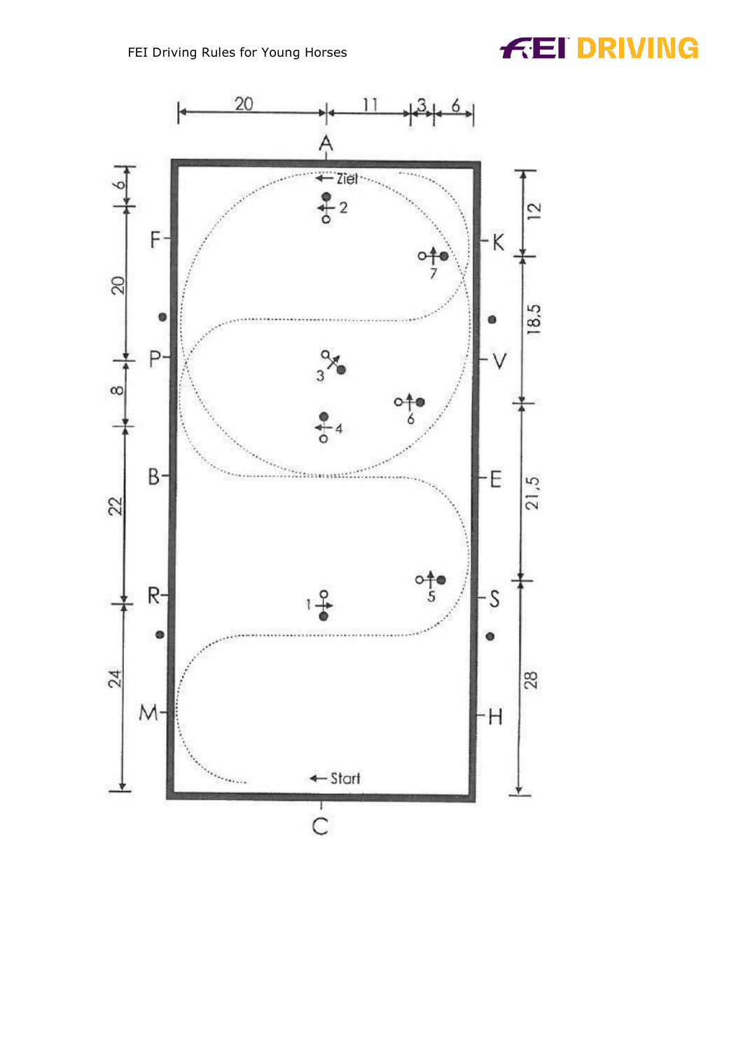20 11 3 6

A

← Ziel

F  K

P  V

B  E

R  S

M  H

← Start

C

6 20 8 22 24

12 18,5 21,5 28

1 2 3 4 5 6 7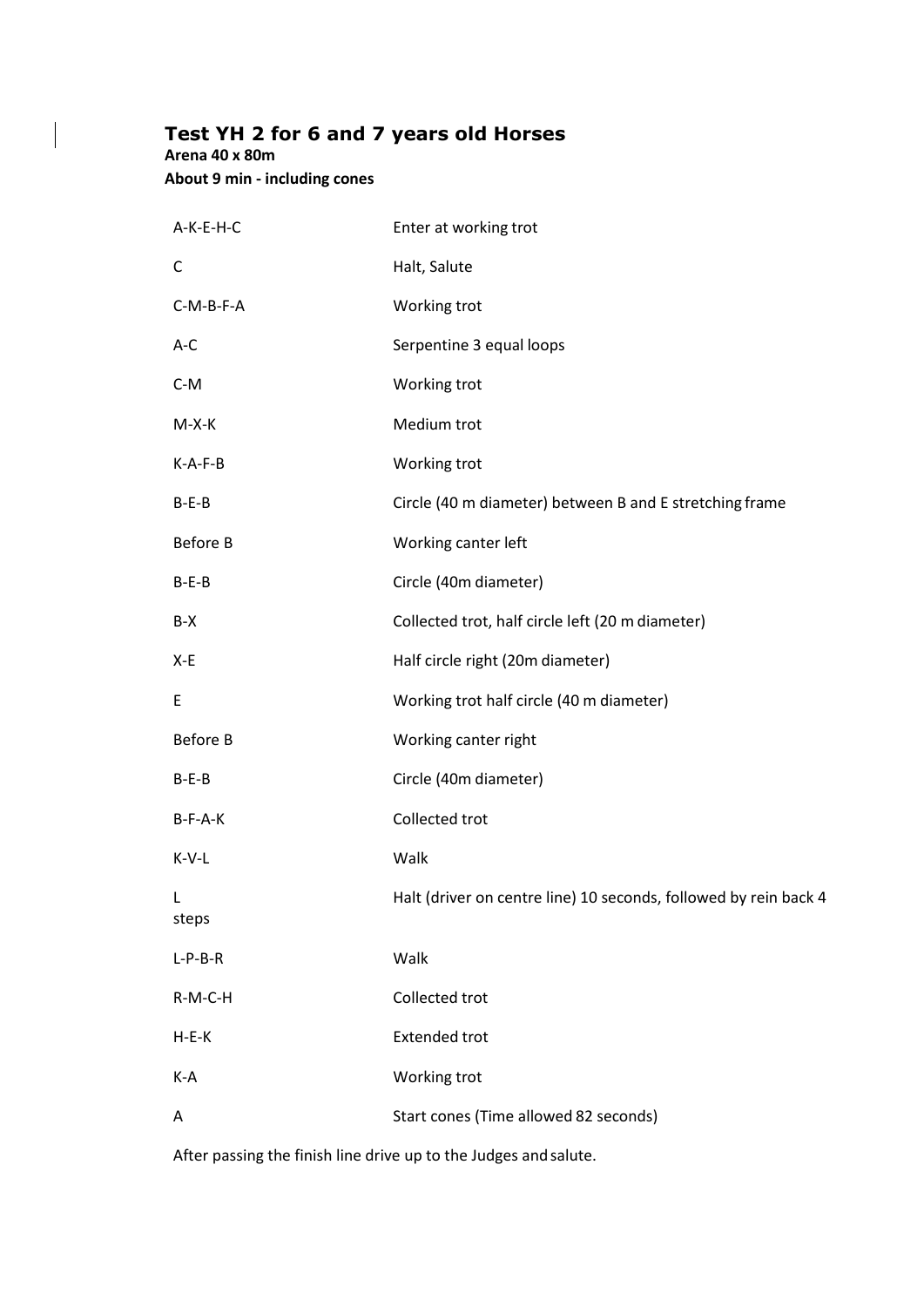# Test YH 2 for 6 and 7 years old Horses

**Arena 40 x 80m**

**About 9 min - including cones**

| | |
|---|---|
| A-K-E-H-C | Enter at working trot |
| C | Halt, Salute |
| C-M-B-F-A | Working trot |
| A-C | Serpentine 3 equal loops |
| C-M | Working trot |
| M-X-K | Medium trot |
| K-A-F-B | Working trot |
| B-E-B | Circle (40 m diameter) between B and E stretching frame |
| Before B | Working canter left |
| B-E-B | Circle (40m diameter) |
| B-X | Collected trot, half circle left (20 m diameter) |
| X-E | Half circle right (20m diameter) |
| E | Working trot half circle (40 m diameter) |
| Before B | Working canter right |
| B-E-B | Circle (40m diameter) |
| B-F-A-K | Collected trot |
| K-V-L | Walk |
| L | Halt (driver on centre line) 10 seconds, followed by rein back 4 steps |
| L-P-B-R | Walk |
| R-M-C-H | Collected trot |
| H-E-K | Extended trot |
| K-A | Working trot |
| A | Start cones (Time allowed 82 seconds) |

After passing the finish line drive up to the Judges and salute.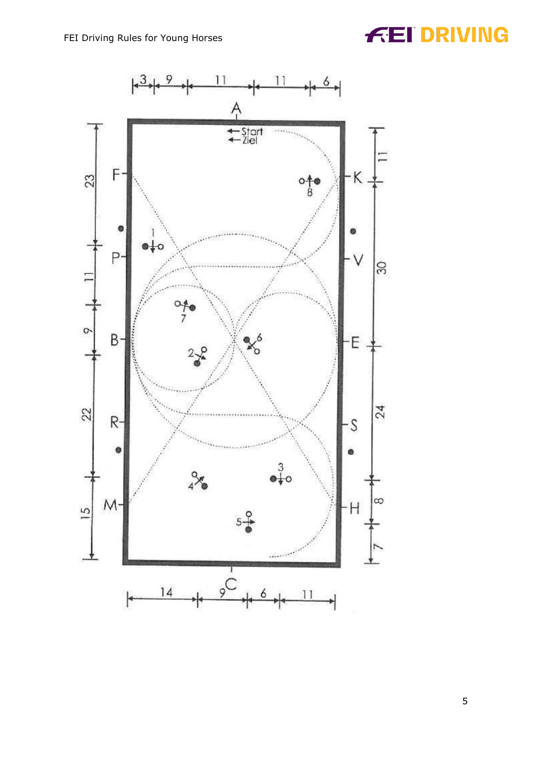A

Start
Ziel

F K P V B E R S M H

C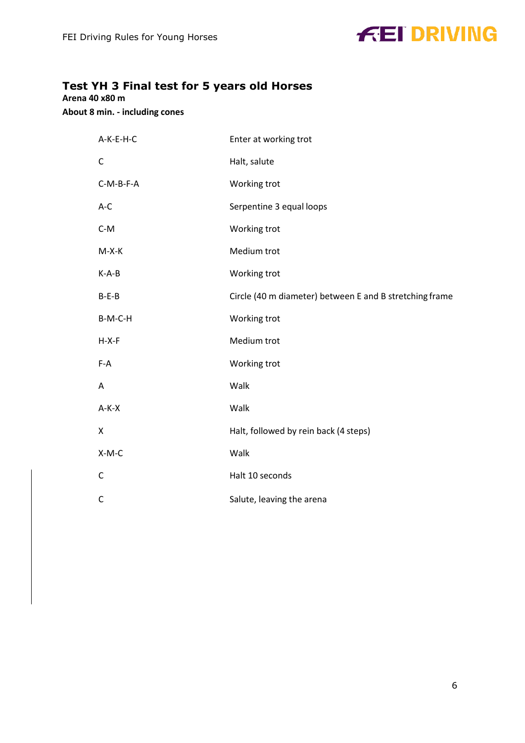# Test YH 3 Final test for 5 years old Horses

**Arena 40 x80 m**

**About 8 min. - including cones**

| | |
|---|---|
| A-K-E-H-C | Enter at working trot |
| C | Halt, salute |
| C-M-B-F-A | Working trot |
| A-C | Serpentine 3 equal loops |
| C-M | Working trot |
| M-X-K | Medium trot |
| K-A-B | Working trot |
| B-E-B | Circle (40 m diameter) between E and B stretching frame |
| B-M-C-H | Working trot |
| H-X-F | Medium trot |
| F-A | Working trot |
| A | Walk |
| A-K-X | Walk |
| X | Halt, followed by rein back (4 steps) |
| X-M-C | Walk |
| C | Halt 10 seconds |
| C | Salute, leaving the arena |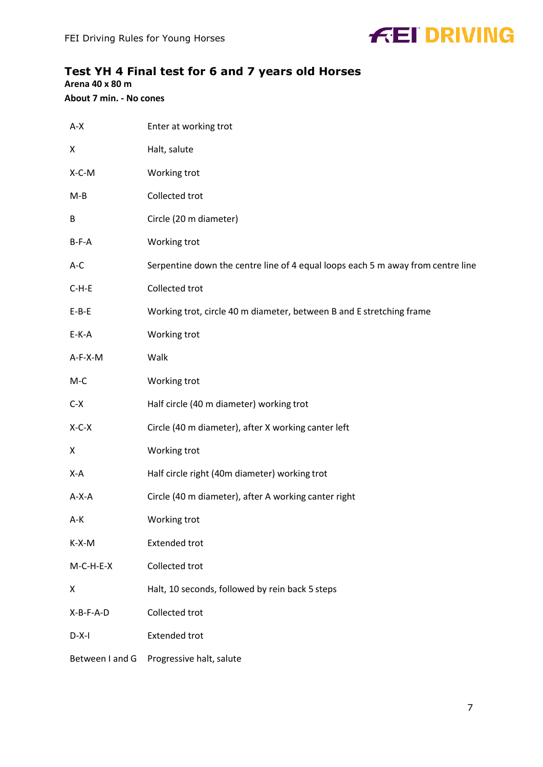## Test YH 4 Final test for 6 and 7 years old Horses

**Arena 40 x 80 m**

**About 7 min. - No cones**

| | |
|---|---|
| A-X | Enter at working trot |
| X | Halt, salute |
| X-C-M | Working trot |
| M-B | Collected trot |
| B | Circle (20 m diameter) |
| B-F-A | Working trot |
| A-C | Serpentine down the centre line of 4 equal loops each 5 m away from centre line |
| C-H-E | Collected trot |
| E-B-E | Working trot, circle 40 m diameter, between B and E stretching frame |
| E-K-A | Working trot |
| A-F-X-M | Walk |
| M-C | Working trot |
| C-X | Half circle (40 m diameter) working trot |
| X-C-X | Circle (40 m diameter), after X working canter left |
| X | Working trot |
| X-A | Half circle right (40m diameter) working trot |
| A-X-A | Circle (40 m diameter), after A working canter right |
| A-K | Working trot |
| K-X-M | Extended trot |
| M-C-H-E-X | Collected trot |
| X | Halt, 10 seconds, followed by rein back 5 steps |
| X-B-F-A-D | Collected trot |
| D-X-I | Extended trot |
| Between I and G | Progressive halt, salute |